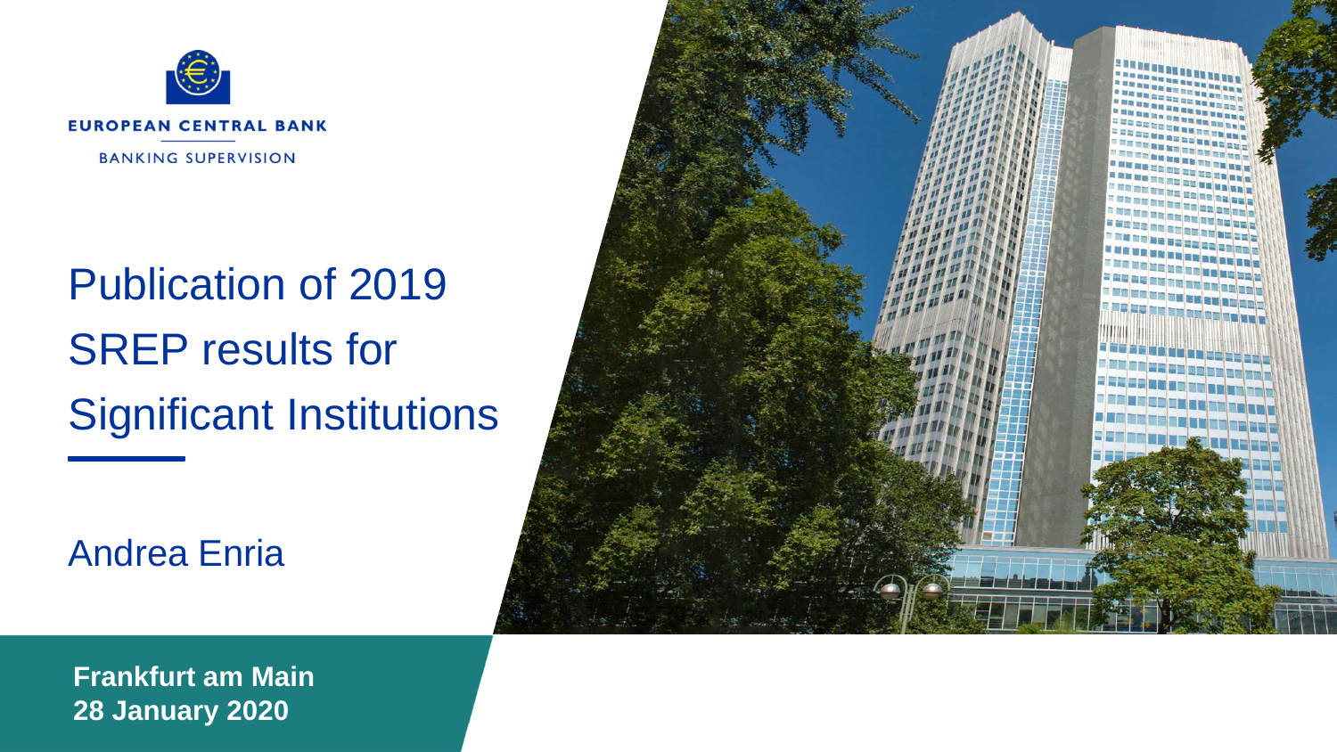EUROPEAN CENTRAL BANK

BANKING SUPERVISION

# Publication of 2019 SREP results for Significant Institutions

Andrea Enria

**Frankfurt am Main**
**28 January 2020**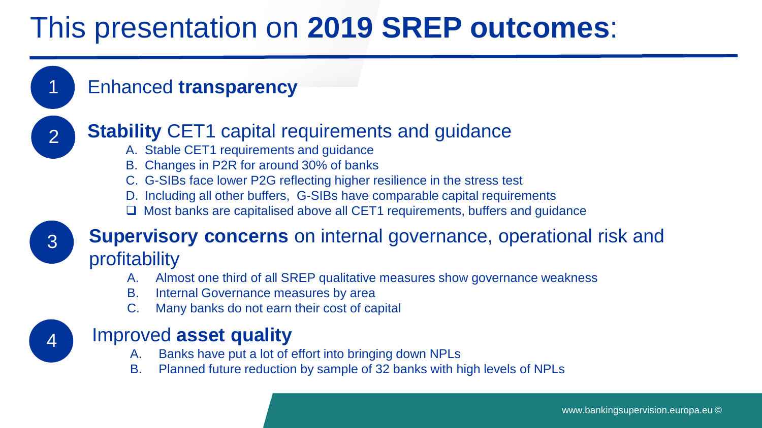# This presentation on **2019 SREP outcomes**:

1. Enhanced **transparency**

2. **Stability** CET1 capital requirements and guidance
   - A. Stable CET1 requirements and guidance
   - B. Changes in P2R for around 30% of banks
   - C. G-SIBs face lower P2G reflecting higher resilience in the stress test
   - D. Including all other buffers, G-SIBs have comparable capital requirements
   - ❑ Most banks are capitalised above all CET1 requirements, buffers and guidance

3. **Supervisory concerns** on internal governance, operational risk and profitability
   - A. Almost one third of all SREP qualitative measures show governance weakness
   - B. Internal Governance measures by area
   - C. Many banks do not earn their cost of capital

4. Improved **asset quality**
   - A. Banks have put a lot of effort into bringing down NPLs
   - B. Planned future reduction by sample of 32 banks with high levels of NPLs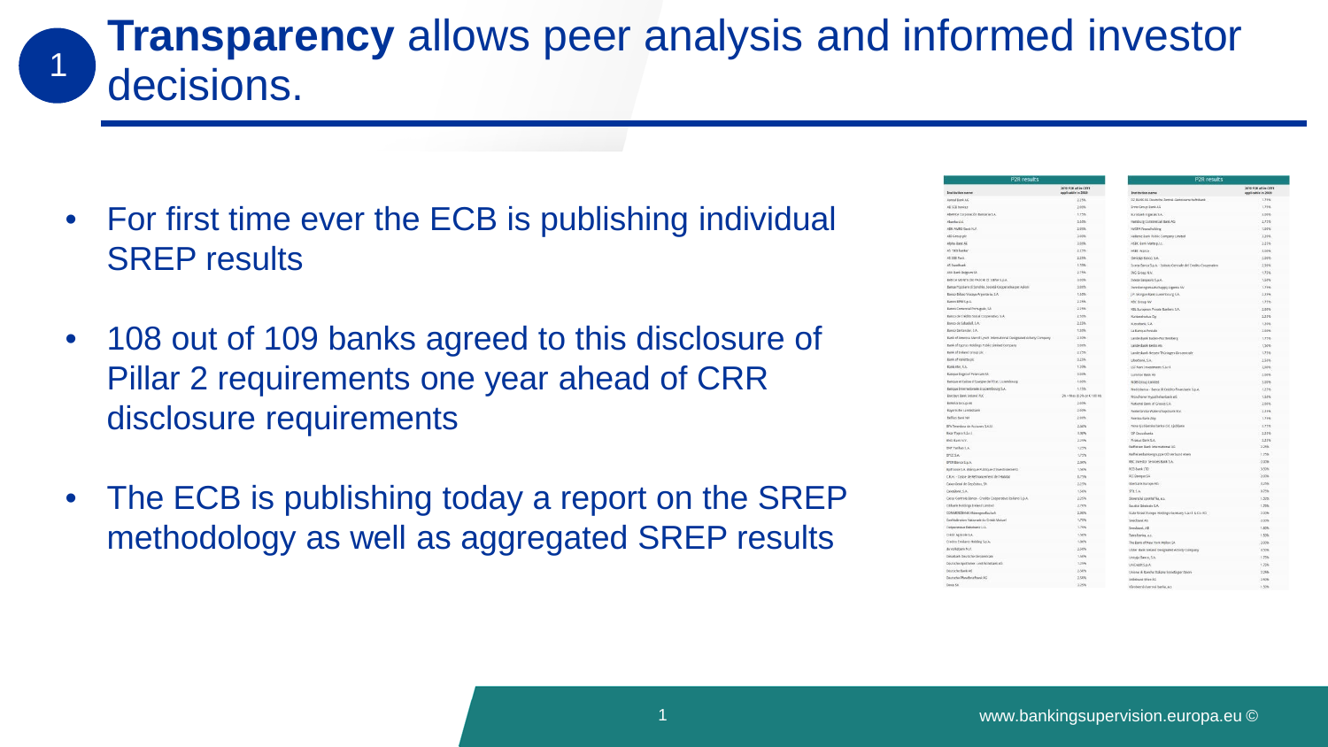# **Transparency** allows peer analysis and informed investor decisions.

- For first time ever the ECB is publishing individual SREP results
- 108 out of 109 banks agreed to this disclosure of Pillar 2 requirements one year ahead of CRR disclosure requirements
- The ECB is publishing today a report on the SREP methodology as well as aggregated SREP results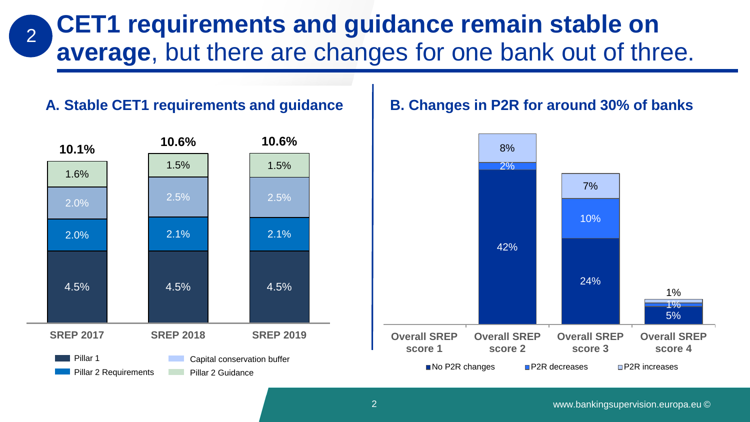# CET1 requirements and guidance remain stable on average, but there are changes for one bank out of three.

## A. Stable CET1 requirements and guidance

| | SREP 2017 | SREP 2018 | SREP 2019 |
|---|---|---|---|
| Pillar 1 | 4.5% | 4.5% | 4.5% |
| Pillar 2 Requirements | 2.0% | 2.1% | 2.1% |
| Capital conservation buffer | 2.0% | 2.5% | 2.5% |
| Pillar 2 Guidance | 1.6% | 1.5% | 1.5% |
| Total | 10.1% | 10.6% | 10.6% |

## B. Changes in P2R for around 30% of banks

| | Overall SREP score 1 | Overall SREP score 2 | Overall SREP score 3 | Overall SREP score 4 |
|---|---|---|---|---|
| No P2R changes | | 42% | 24% | 5% |
| P2R decreases | | 2% | 10% | 1% |
| P2R increases | | 8% | 7% | 1% |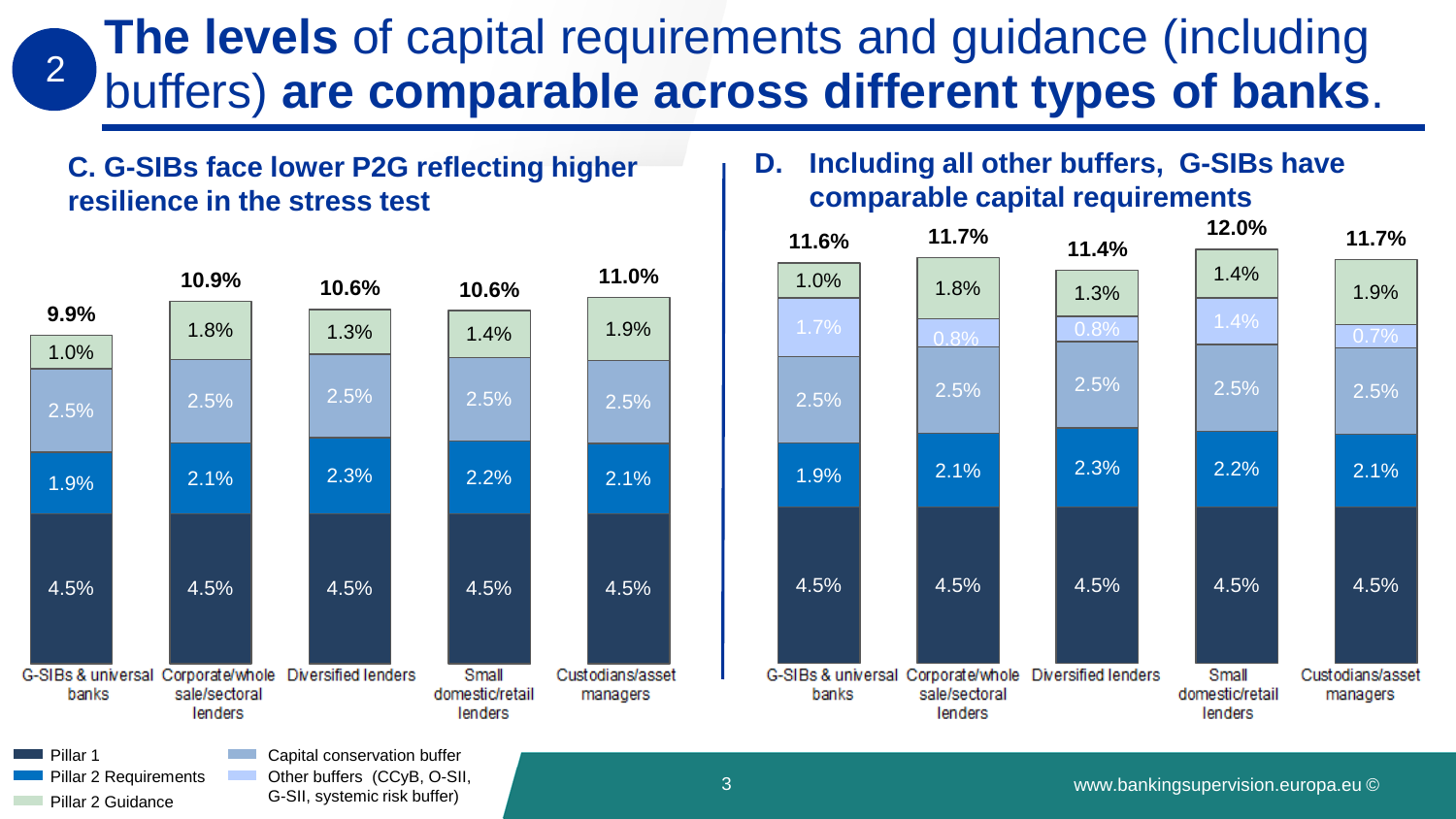# 2 **The levels** of capital requirements and guidance (including buffers) **are comparable across different types of banks**.

## C. G-SIBs face lower P2G reflecting higher resilience in the stress test

| | G-SIBs & universal banks | Corporate/whole sale/sectoral lenders | Diversified lenders | Small domestic/retail lenders | Custodians/asset managers |
|---|---|---|---|---|---|
| Pillar 2 Guidance | 1.0% | 1.8% | 1.3% | 1.4% | 1.9% |
| Capital conservation buffer | 2.5% | 2.5% | 2.5% | 2.5% | 2.5% |
| Pillar 2 Requirements | 1.9% | 2.1% | 2.3% | 2.2% | 2.1% |
| Pillar 1 | 4.5% | 4.5% | 4.5% | 4.5% | 4.5% |
| **Total** | **9.9%** | **10.9%** | **10.6%** | **10.6%** | **11.0%** |

## D. Including all other buffers, G-SIBs have comparable capital requirements

| | G-SIBs & universal banks | Corporate/whole sale/sectoral lenders | Diversified lenders | Small domestic/retail lenders | Custodians/asset managers |
|---|---|---|---|---|---|
| Pillar 2 Guidance | 1.0% | 1.8% | 1.3% | 1.4% | 1.9% |
| Other buffers | 1.7% | 0.8% | 0.8% | 1.4% | 0.7% |
| Capital conservation buffer | 2.5% | 2.5% | 2.5% | 2.5% | 2.5% |
| Pillar 2 Requirements | 1.9% | 2.1% | 2.3% | 2.2% | 2.1% |
| Pillar 1 | 4.5% | 4.5% | 4.5% | 4.5% | 4.5% |
| **Total** | **11.6%** | **11.7%** | **11.4%** | **12.0%** | **11.7%** |

Legend: Pillar 1; Pillar 2 Requirements; Pillar 2 Guidance; Capital conservation buffer; Other buffers (CCyB, O-SII, G-SII, systemic risk buffer)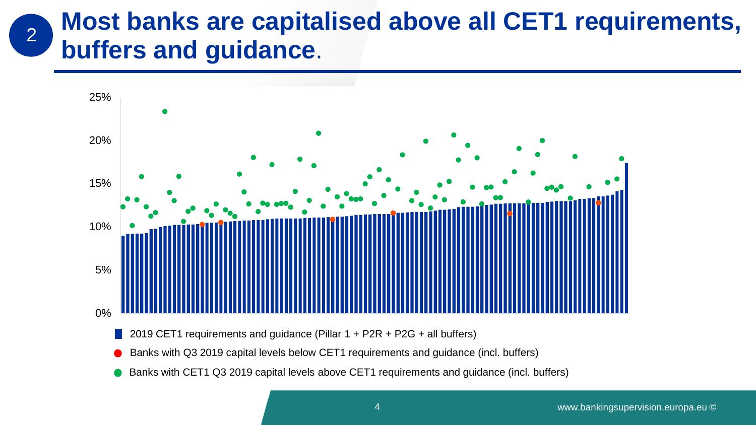# Most banks are capitalised above all CET1 requirements, buffers and guidance.

25%
20%
15%
10%
5%
0%

- 2019 CET1 requirements and guidance (Pillar 1 + P2R + P2G + all buffers)
- Banks with Q3 2019 capital levels below CET1 requirements and guidance (incl. buffers)
- Banks with CET1 Q3 2019 capital levels above CET1 requirements and guidance (incl. buffers)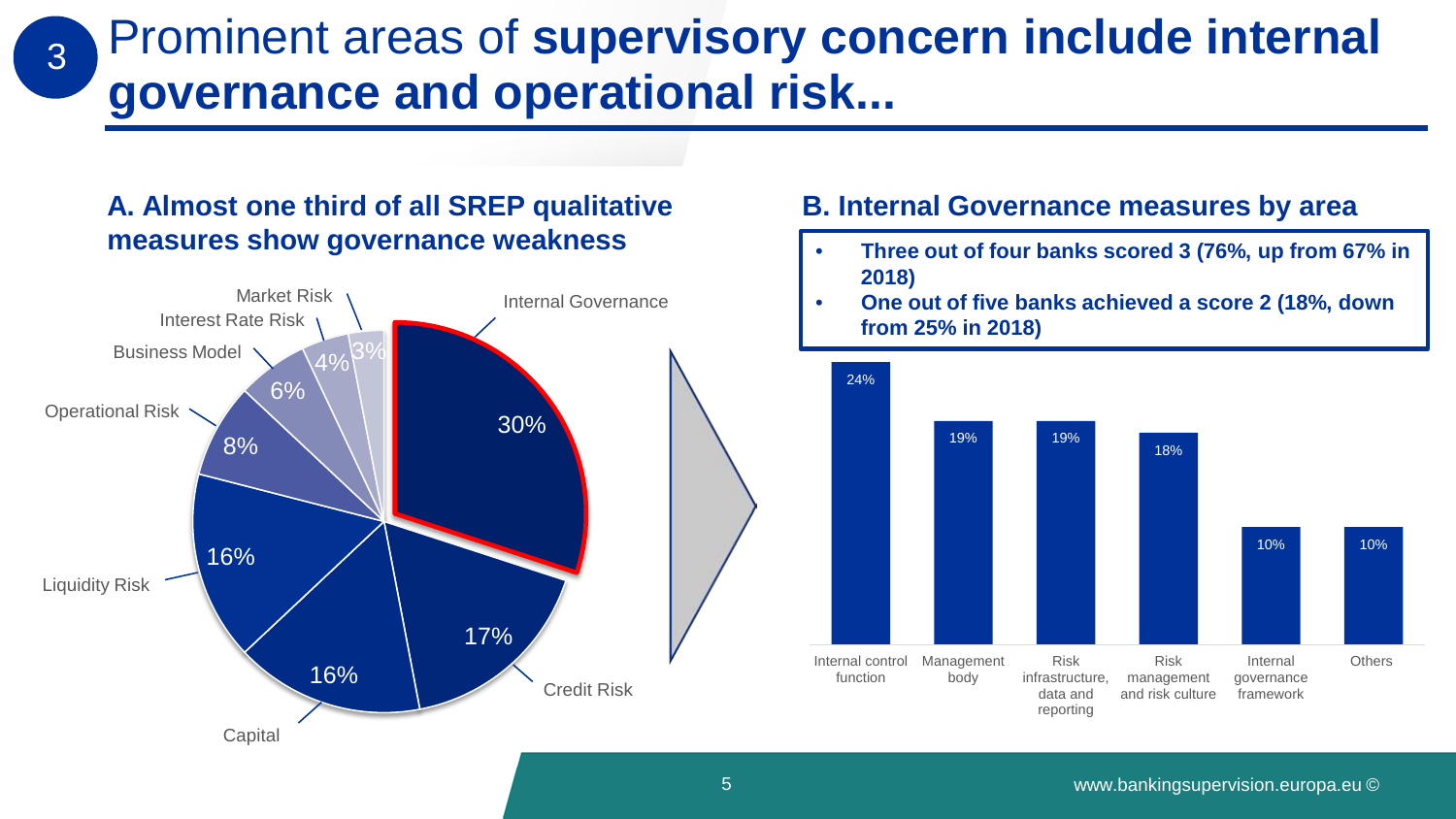# Prominent areas of **supervisory concern include internal governance and operational risk...**

## A. Almost one third of all SREP qualitative measures show governance weakness

| Area | Share |
|---|---|
| Internal Governance | 30% |
| Credit Risk | 17% |
| Capital | 16% |
| Liquidity Risk | 16% |
| Operational Risk | 8% |
| Business Model | 6% |
| Interest Rate Risk | 4% |
| Market Risk | 3% |

## B. Internal Governance measures by area

- **Three out of four banks scored 3 (76%, up from 67% in 2018)**
- **One out of five banks achieved a score 2 (18%, down from 25% in 2018)**

| Area | Share |
|---|---|
| Internal control function | 24% |
| Management body | 19% |
| Risk infrastructure, data and reporting | 19% |
| Risk management and risk culture | 18% |
| Internal governance framework | 10% |
| Others | 10% |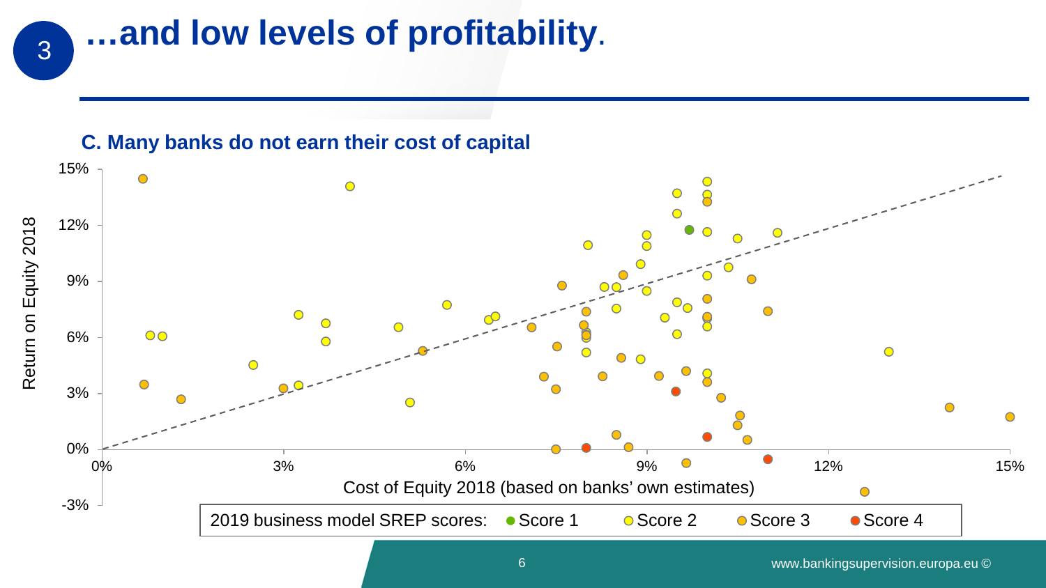# …and low levels of profitability.

## C. Many banks do not earn their cost of capital

Return on Equity 2018

15%
12%
9%
6%
3%
0%
-3%

0% 3% 6% 9% 12% 15%

Cost of Equity 2018 (based on banks' own estimates)

2019 business model SREP scores: Score 1 Score 2 Score 3 Score 4

www.bankingsupervision.europa.eu ©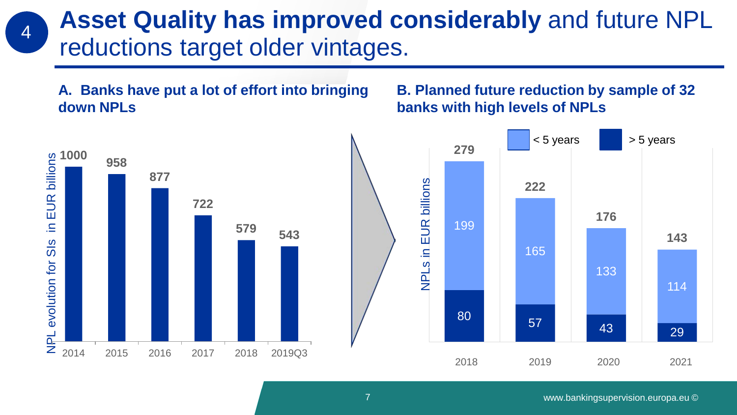# Asset Quality has improved considerably and future NPL reductions target older vintages.

### A. Banks have put a lot of effort into bringing down NPLs

NPL evolution for SIs in EUR billions

| Year | NPLs (EUR billions) |
| --- | --- |
| 2014 | 1000 |
| 2015 | 958 |
| 2016 | 877 |
| 2017 | 722 |
| 2018 | 579 |
| 2019Q3 | 543 |

### B. Planned future reduction by sample of 32 banks with high levels of NPLs

NPLs in EUR billions

| Year | < 5 years | > 5 years | Total |
| --- | --- | --- | --- |
| 2018 | 199 | 80 | 279 |
| 2019 | 165 | 57 | 222 |
| 2020 | 133 | 43 | 176 |
| 2021 | 114 | 29 | 143 |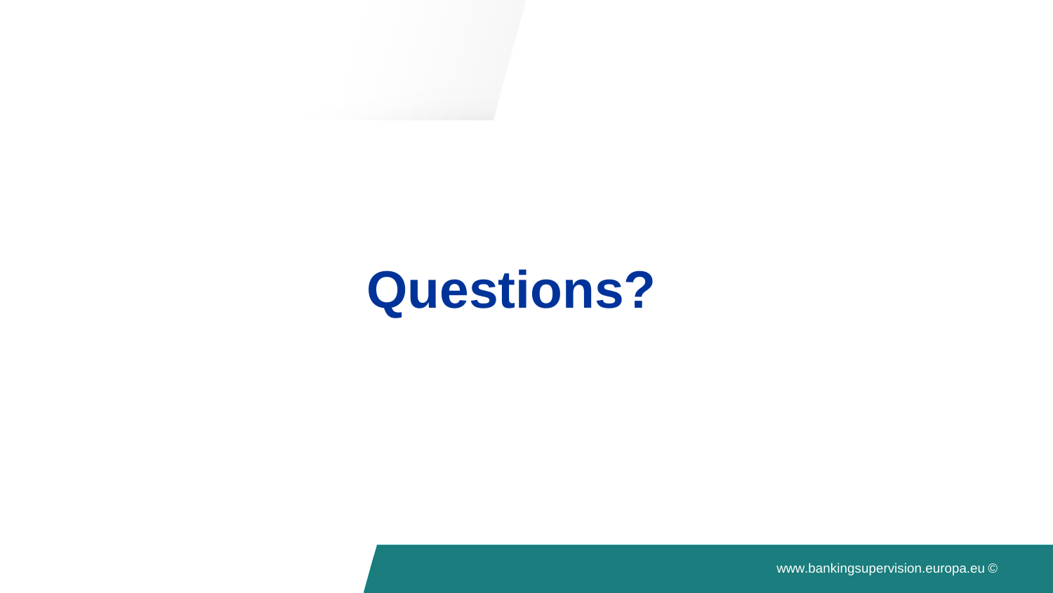# Questions?